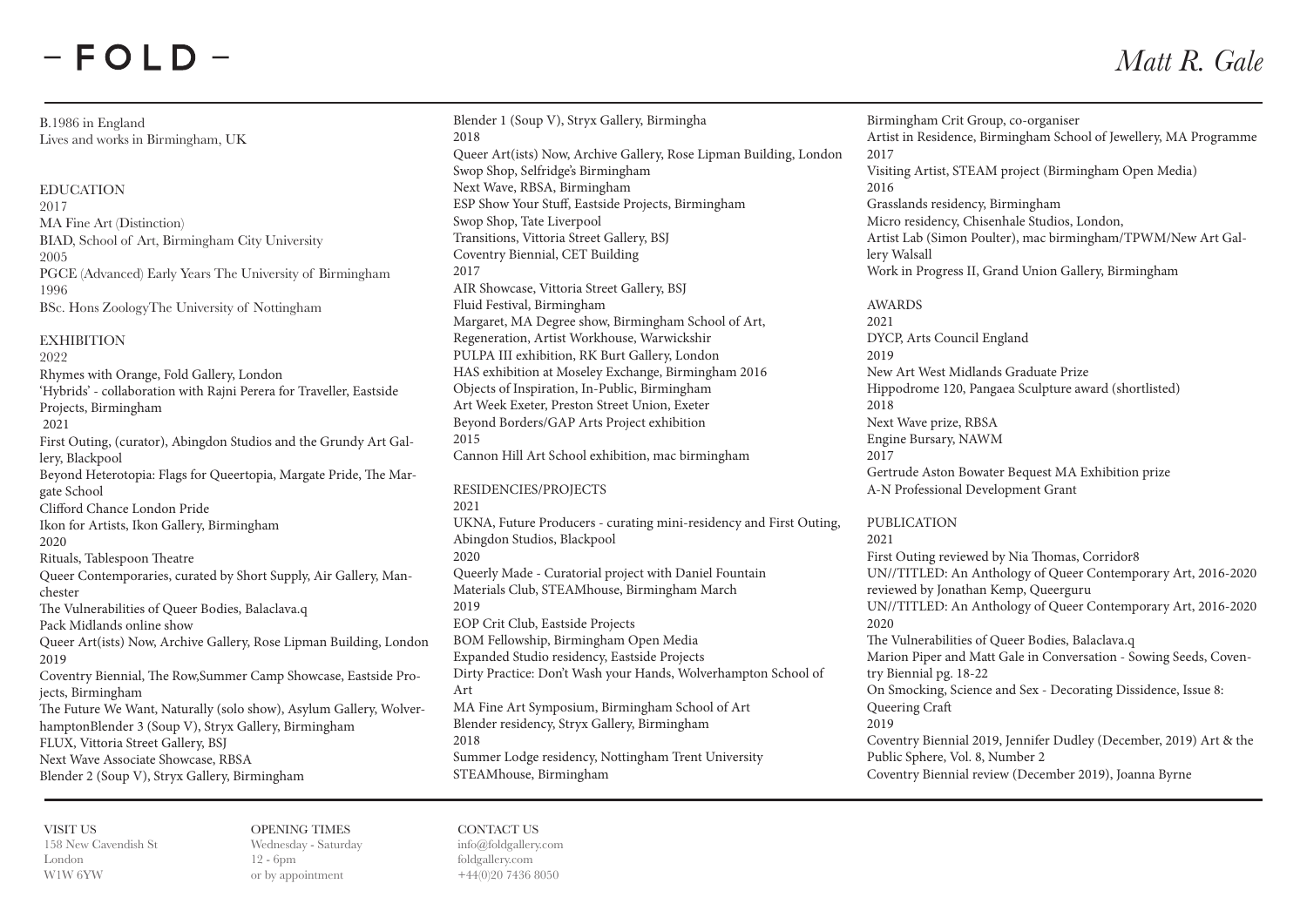# – FOLD –

*Matt R. Gale*

B.1986 in England
Lives and works in Birmingham, UK

## EDUCATION

2017
MA Fine Art (Distinction)
BIAD, School of Art, Birmingham City University
2005
PGCE (Advanced) Early Years The University of Birmingham
1996
BSc. Hons ZoologyThe University of Nottingham

## EXHIBITION

2022
Rhymes with Orange, Fold Gallery, London
'Hybrids' - collaboration with Rajni Perera for Traveller, Eastside Projects, Birmingham
2021
First Outing, (curator), Abingdon Studios and the Grundy Art Gallery, Blackpool
Beyond Heterotopia: Flags for Queertopia, Margate Pride, The Margate School
Clifford Chance London Pride
Ikon for Artists, Ikon Gallery, Birmingham
2020
Rituals, Tablespoon Theatre
Queer Contemporaries, curated by Short Supply, Air Gallery, Manchester
The Vulnerabilities of Queer Bodies, Balaclava.q
Pack Midlands online show
Queer Art(ists) Now, Archive Gallery, Rose Lipman Building, London
2019
Coventry Biennial, The Row,Summer Camp Showcase, Eastside Projects, Birmingham
The Future We Want, Naturally (solo show), Asylum Gallery, WolverhamptonBlender 3 (Soup V), Stryx Gallery, Birmingham
FLUX, Vittoria Street Gallery, BSJ
Next Wave Associate Showcase, RBSA
Blender 2 (Soup V), Stryx Gallery, Birmingham
Blender 1 (Soup V), Stryx Gallery, Birmingha
2018
Queer Art(ists) Now, Archive Gallery, Rose Lipman Building, London
Swop Shop, Selfridge's Birmingham
Next Wave, RBSA, Birmingham
ESP Show Your Stuff, Eastside Projects, Birmingham
Swop Shop, Tate Liverpool
Transitions, Vittoria Street Gallery, BSJ
Coventry Biennial, CET Building
2017
AIR Showcase, Vittoria Street Gallery, BSJ
Fluid Festival, Birmingham
Margaret, MA Degree show, Birmingham School of Art,
Regeneration, Artist Workhouse, Warwickshir
PULPA III exhibition, RK Burt Gallery, London
HAS exhibition at Moseley Exchange, Birmingham 2016
Objects of Inspiration, In-Public, Birmingham
Art Week Exeter, Preston Street Union, Exeter
Beyond Borders/GAP Arts Project exhibition
2015
Cannon Hill Art School exhibition, mac birmingham

## RESIDENCIES/PROJECTS

2021
UKNA, Future Producers - curating mini-residency and First Outing, Abingdon Studios, Blackpool
2020
Queerly Made - Curatorial project with Daniel Fountain
Materials Club, STEAMhouse, Birmingham March
2019
EOP Crit Club, Eastside Projects
BOM Fellowship, Birmingham Open Media
Expanded Studio residency, Eastside Projects
Dirty Practice: Don't Wash your Hands, Wolverhampton School of Art
MA Fine Art Symposium, Birmingham School of Art
Blender residency, Stryx Gallery, Birmingham
2018
Summer Lodge residency, Nottingham Trent University
STEAMhouse, Birmingham
Birmingham Crit Group, co-organiser
Artist in Residence, Birmingham School of Jewellery, MA Programme
2017
Visiting Artist, STEAM project (Birmingham Open Media)
2016
Grasslands residency, Birmingham
Micro residency, Chisenhale Studios, London,
Artist Lab (Simon Poulter), mac birmingham/TPWM/New Art Gallery Walsall
Work in Progress II, Grand Union Gallery, Birmingham

## AWARDS

2021
DYCP, Arts Council England
2019
New Art West Midlands Graduate Prize
Hippodrome 120, Pangaea Sculpture award (shortlisted)
2018
Next Wave prize, RBSA
Engine Bursary, NAWM
2017
Gertrude Aston Bowater Bequest MA Exhibition prize
A-N Professional Development Grant

## PUBLICATION

2021
First Outing reviewed by Nia Thomas, Corridor8
UN//TITLED: An Anthology of Queer Contemporary Art, 2016-2020 reviewed by Jonathan Kemp, Queerguru
UN//TITLED: An Anthology of Queer Contemporary Art, 2016-2020
2020
The Vulnerabilities of Queer Bodies, Balaclava.q
Marion Piper and Matt Gale in Conversation - Sowing Seeds, Coventry Biennial pg. 18-22
On Smocking, Science and Sex - Decorating Dissidence, Issue 8: Queering Craft
2019
Coventry Biennial 2019, Jennifer Dudley (December, 2019) Art & the Public Sphere, Vol. 8, Number 2
Coventry Biennial review (December 2019), Joanna Byrne

VISIT US
158 New Cavendish St
London
W1W 6YW

OPENING TIMES
Wednesday - Saturday
12 - 6pm
or by appointment

CONTACT US
info@foldgallery.com
foldgallery.com
+44(0)20 7436 8050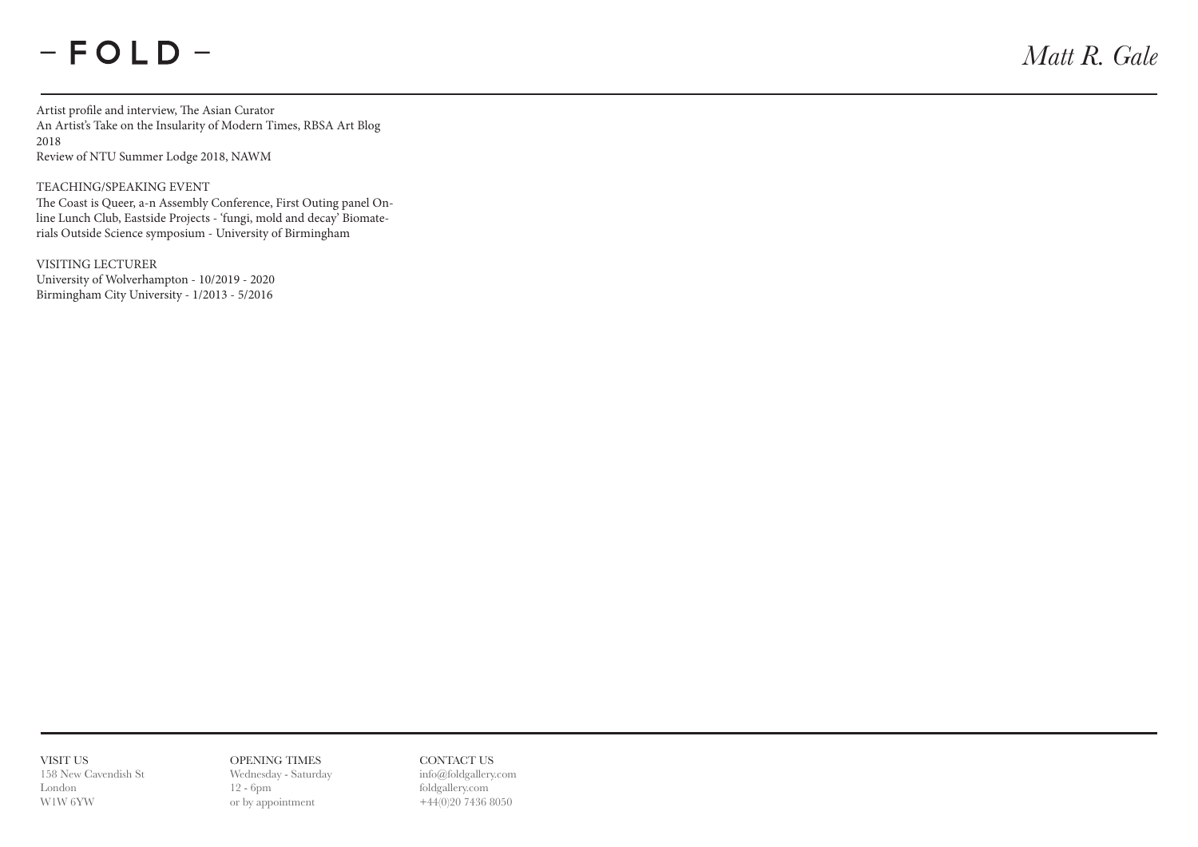Artist profile and interview, The Asian Curator
An Artist's Take on the Insularity of Modern Times, RBSA Art Blog
2018
Review of NTU Summer Lodge 2018, NAWM

TEACHING/SPEAKING EVENT
The Coast is Queer, a-n Assembly Conference, First Outing panel Online Lunch Club, Eastside Projects - 'fungi, mold and decay' Biomaterials Outside Science symposium - University of Birmingham

VISITING LECTURER
University of Wolverhampton - 10/2019 - 2020
Birmingham City University - 1/2013 - 5/2016